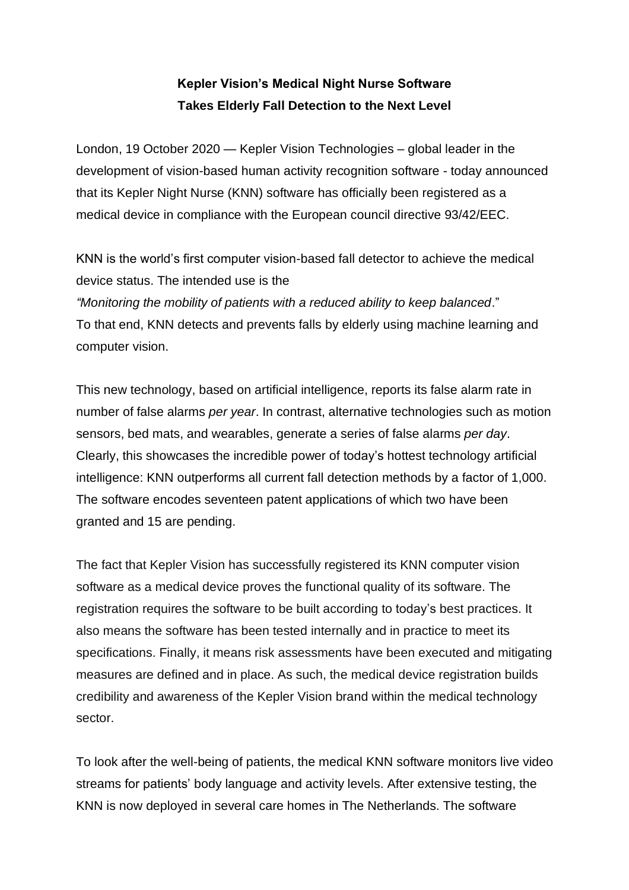**Kepler Vision's Medical Night Nurse Software**
**Takes Elderly Fall Detection to the Next Level**

London, 19 October 2020 — Kepler Vision Technologies – global leader in the development of vision-based human activity recognition software - today announced that its Kepler Night Nurse (KNN) software has officially been registered as a medical device in compliance with the European council directive 93/42/EEC.

KNN is the world's first computer vision-based fall detector to achieve the medical device status. The intended use is the
*"Monitoring the mobility of patients with a reduced ability to keep balanced*."
To that end, KNN detects and prevents falls by elderly using machine learning and computer vision.

This new technology, based on artificial intelligence, reports its false alarm rate in number of false alarms *per year*. In contrast, alternative technologies such as motion sensors, bed mats, and wearables, generate a series of false alarms *per day*. Clearly, this showcases the incredible power of today's hottest technology artificial intelligence: KNN outperforms all current fall detection methods by a factor of 1,000. The software encodes seventeen patent applications of which two have been granted and 15 are pending.

The fact that Kepler Vision has successfully registered its KNN computer vision software as a medical device proves the functional quality of its software. The registration requires the software to be built according to today's best practices. It also means the software has been tested internally and in practice to meet its specifications. Finally, it means risk assessments have been executed and mitigating measures are defined and in place. As such, the medical device registration builds credibility and awareness of the Kepler Vision brand within the medical technology sector.

To look after the well-being of patients, the medical KNN software monitors live video streams for patients' body language and activity levels. After extensive testing, the KNN is now deployed in several care homes in The Netherlands. The software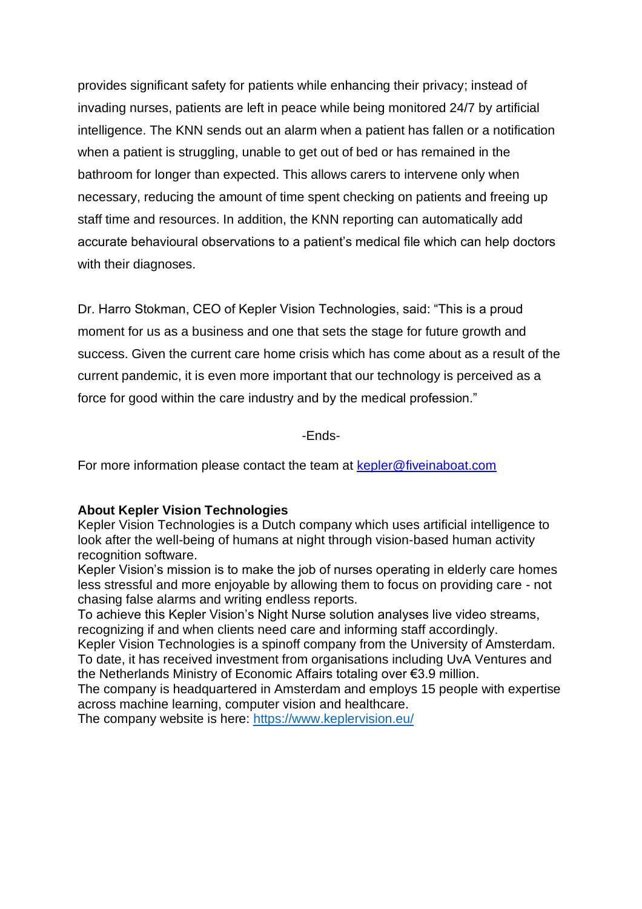provides significant safety for patients while enhancing their privacy; instead of invading nurses, patients are left in peace while being monitored 24/7 by artificial intelligence. The KNN sends out an alarm when a patient has fallen or a notification when a patient is struggling, unable to get out of bed or has remained in the bathroom for longer than expected. This allows carers to intervene only when necessary, reducing the amount of time spent checking on patients and freeing up staff time and resources. In addition, the KNN reporting can automatically add accurate behavioural observations to a patient's medical file which can help doctors with their diagnoses.

Dr. Harro Stokman, CEO of Kepler Vision Technologies, said: "This is a proud moment for us as a business and one that sets the stage for future growth and success. Given the current care home crisis which has come about as a result of the current pandemic, it is even more important that our technology is perceived as a force for good within the care industry and by the medical profession."

-Ends-

For more information please contact the team at kepler@fiveinaboat.com

**About Kepler Vision Technologies**

Kepler Vision Technologies is a Dutch company which uses artificial intelligence to look after the well-being of humans at night through vision-based human activity recognition software.

Kepler Vision's mission is to make the job of nurses operating in elderly care homes less stressful and more enjoyable by allowing them to focus on providing care - not chasing false alarms and writing endless reports.

To achieve this Kepler Vision's Night Nurse solution analyses live video streams, recognizing if and when clients need care and informing staff accordingly.

Kepler Vision Technologies is a spinoff company from the University of Amsterdam. To date, it has received investment from organisations including UvA Ventures and the Netherlands Ministry of Economic Affairs totaling over €3.9 million.

The company is headquartered in Amsterdam and employs 15 people with expertise across machine learning, computer vision and healthcare.

The company website is here: https://www.keplervision.eu/